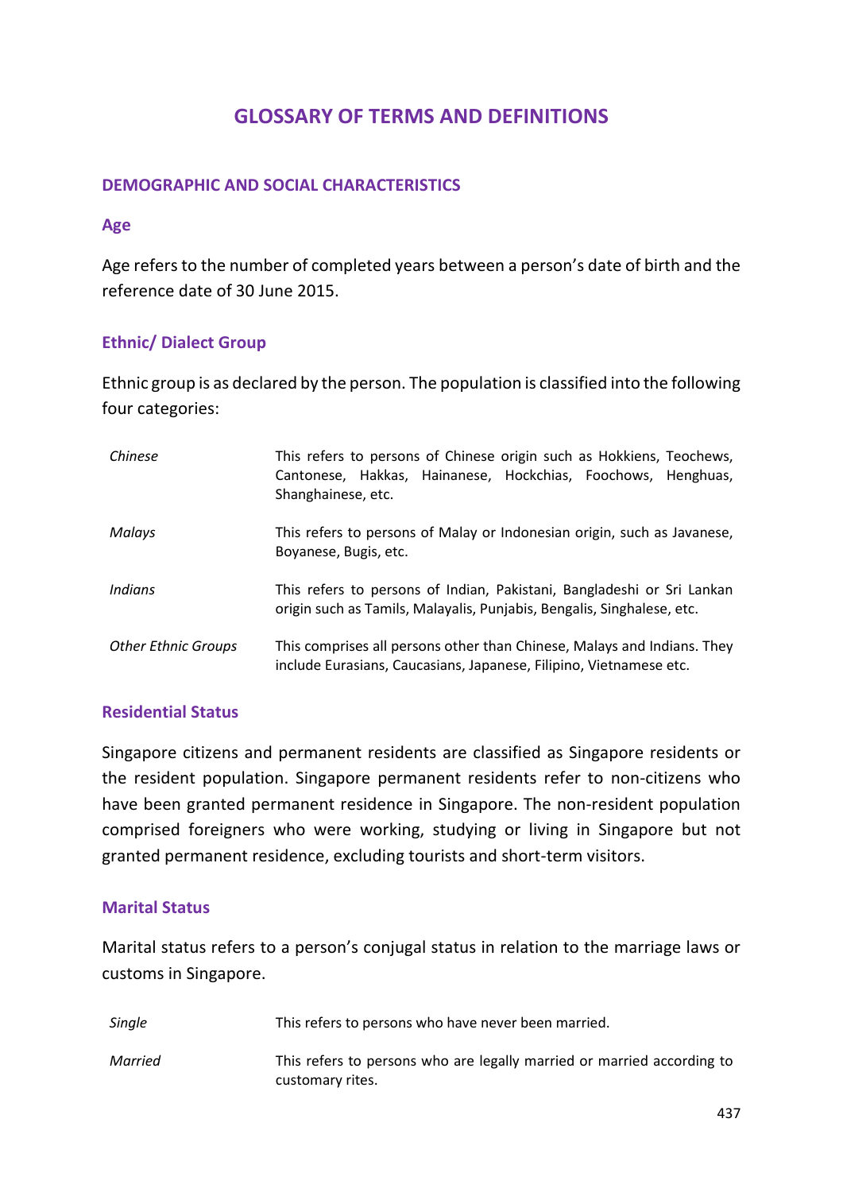# GLOSSARY OF TERMS AND DEFINITIONS

## DEMOGRAPHIC AND SOCIAL CHARACTERISTICS

### Age

Age refers to the number of completed years between a person's date of birth and the reference date of 30 June 2015.

### Ethnic/ Dialect Group

Ethnic group is as declared by the person. The population is classified into the following four categories:

| | |
|---|---|
| *Chinese* | This refers to persons of Chinese origin such as Hokkiens, Teochews, Cantonese, Hakkas, Hainanese, Hockchias, Foochows, Henghuas, Shanghainese, etc. |
| *Malays* | This refers to persons of Malay or Indonesian origin, such as Javanese, Boyanese, Bugis, etc. |
| *Indians* | This refers to persons of Indian, Pakistani, Bangladeshi or Sri Lankan origin such as Tamils, Malayalis, Punjabis, Bengalis, Singhalese, etc. |
| *Other Ethnic Groups* | This comprises all persons other than Chinese, Malays and Indians. They include Eurasians, Caucasians, Japanese, Filipino, Vietnamese etc. |

### Residential Status

Singapore citizens and permanent residents are classified as Singapore residents or the resident population. Singapore permanent residents refer to non-citizens who have been granted permanent residence in Singapore. The non-resident population comprised foreigners who were working, studying or living in Singapore but not granted permanent residence, excluding tourists and short-term visitors.

### Marital Status

Marital status refers to a person's conjugal status in relation to the marriage laws or customs in Singapore.

| | |
|---|---|
| *Single* | This refers to persons who have never been married. |
| *Married* | This refers to persons who are legally married or married according to customary rites. |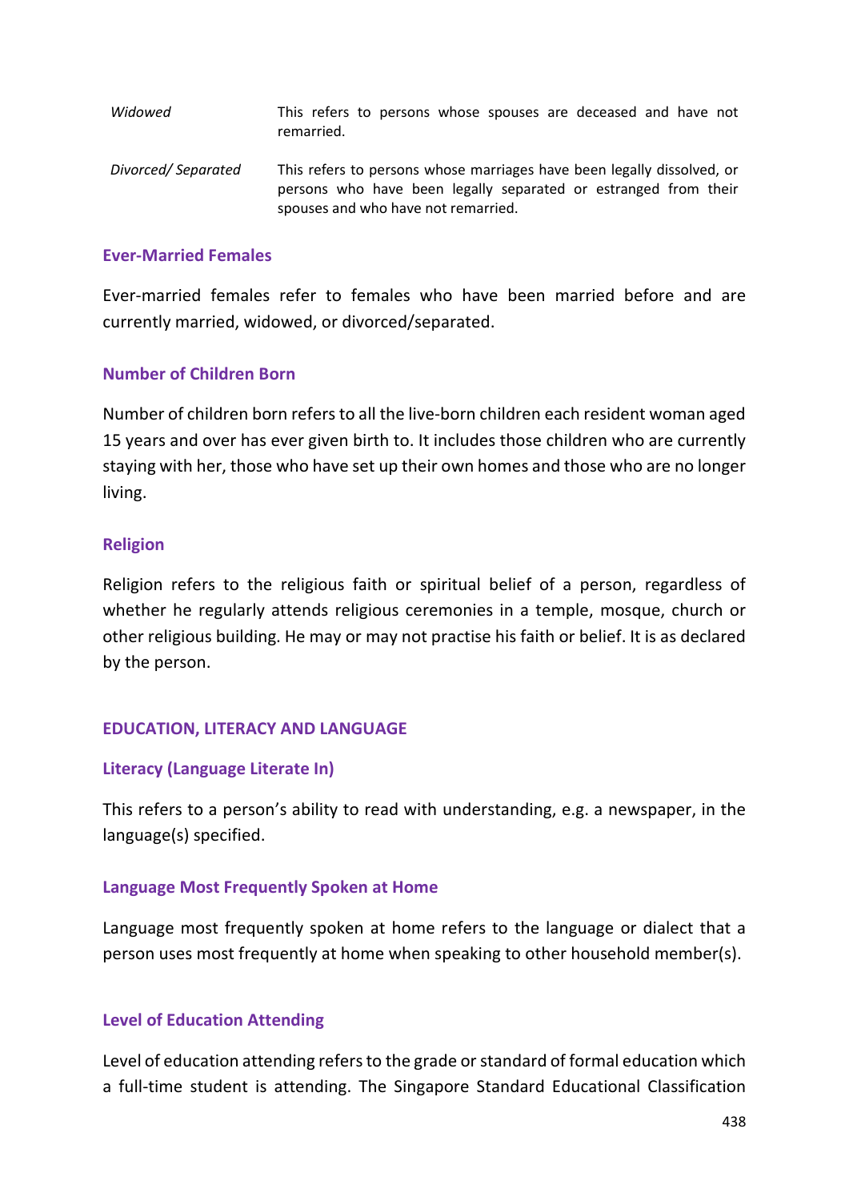| | |
|---|---|
| *Widowed* | This refers to persons whose spouses are deceased and have not remarried. |
| *Divorced/ Separated* | This refers to persons whose marriages have been legally dissolved, or persons who have been legally separated or estranged from their spouses and who have not remarried. |

### Ever-Married Females

Ever-married females refer to females who have been married before and are currently married, widowed, or divorced/separated.

### Number of Children Born

Number of children born refers to all the live-born children each resident woman aged 15 years and over has ever given birth to. It includes those children who are currently staying with her, those who have set up their own homes and those who are no longer living.

### Religion

Religion refers to the religious faith or spiritual belief of a person, regardless of whether he regularly attends religious ceremonies in a temple, mosque, church or other religious building. He may or may not practise his faith or belief. It is as declared by the person.

## EDUCATION, LITERACY AND LANGUAGE

### Literacy (Language Literate In)

This refers to a person's ability to read with understanding, e.g. a newspaper, in the language(s) specified.

### Language Most Frequently Spoken at Home

Language most frequently spoken at home refers to the language or dialect that a person uses most frequently at home when speaking to other household member(s).

### Level of Education Attending

Level of education attending refers to the grade or standard of formal education which a full-time student is attending. The Singapore Standard Educational Classification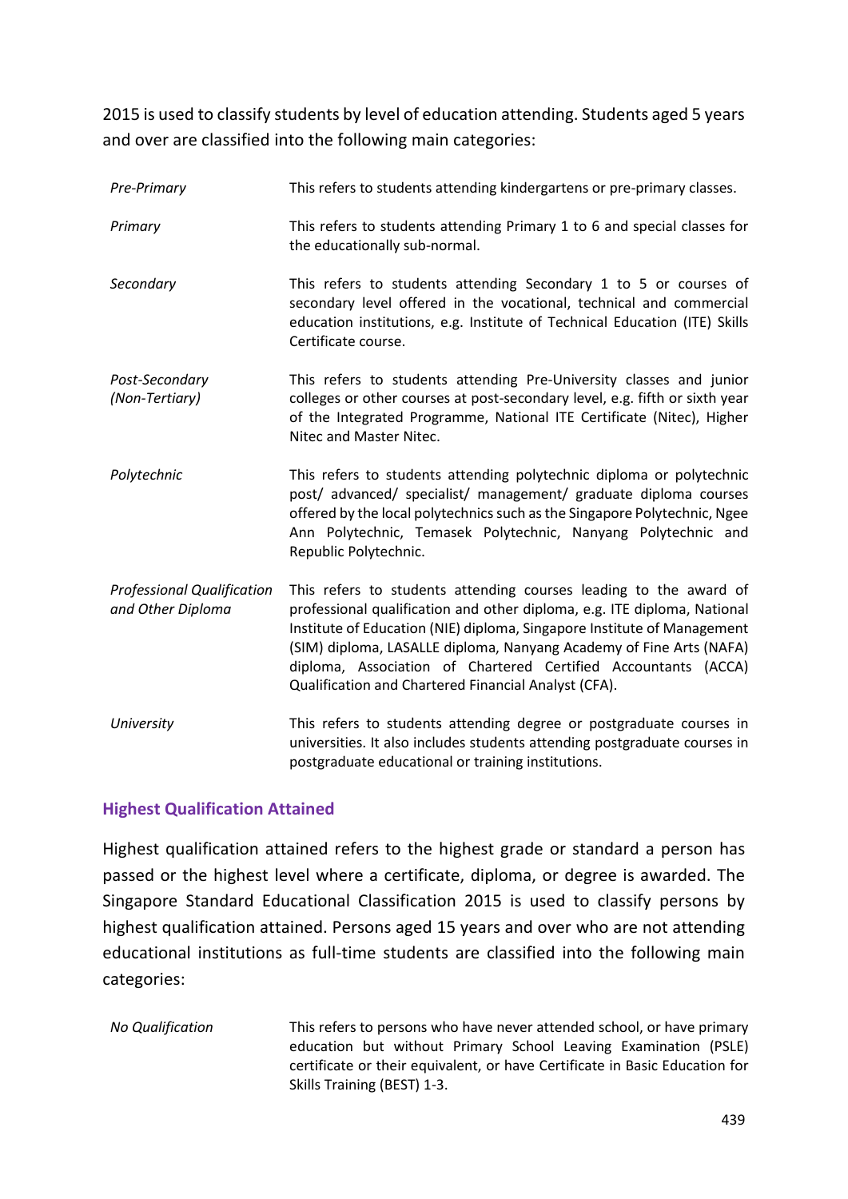2015 is used to classify students by level of education attending. Students aged 5 years and over are classified into the following main categories:

| | |
|---|---|
| *Pre-Primary* | This refers to students attending kindergartens or pre-primary classes. |
| *Primary* | This refers to students attending Primary 1 to 6 and special classes for the educationally sub-normal. |
| *Secondary* | This refers to students attending Secondary 1 to 5 or courses of secondary level offered in the vocational, technical and commercial education institutions, e.g. Institute of Technical Education (ITE) Skills Certificate course. |
| *Post-Secondary (Non-Tertiary)* | This refers to students attending Pre-University classes and junior colleges or other courses at post-secondary level, e.g. fifth or sixth year of the Integrated Programme, National ITE Certificate (Nitec), Higher Nitec and Master Nitec. |
| *Polytechnic* | This refers to students attending polytechnic diploma or polytechnic post/ advanced/ specialist/ management/ graduate diploma courses offered by the local polytechnics such as the Singapore Polytechnic, Ngee Ann Polytechnic, Temasek Polytechnic, Nanyang Polytechnic and Republic Polytechnic. |
| *Professional Qualification and Other Diploma* | This refers to students attending courses leading to the award of professional qualification and other diploma, e.g. ITE diploma, National Institute of Education (NIE) diploma, Singapore Institute of Management (SIM) diploma, LASALLE diploma, Nanyang Academy of Fine Arts (NAFA) diploma, Association of Chartered Certified Accountants (ACCA) Qualification and Chartered Financial Analyst (CFA). |
| *University* | This refers to students attending degree or postgraduate courses in universities. It also includes students attending postgraduate courses in postgraduate educational or training institutions. |

### Highest Qualification Attained

Highest qualification attained refers to the highest grade or standard a person has passed or the highest level where a certificate, diploma, or degree is awarded. The Singapore Standard Educational Classification 2015 is used to classify persons by highest qualification attained. Persons aged 15 years and over who are not attending educational institutions as full-time students are classified into the following main categories:

| | |
|---|---|
| *No Qualification* | This refers to persons who have never attended school, or have primary education but without Primary School Leaving Examination (PSLE) certificate or their equivalent, or have Certificate in Basic Education for Skills Training (BEST) 1-3. |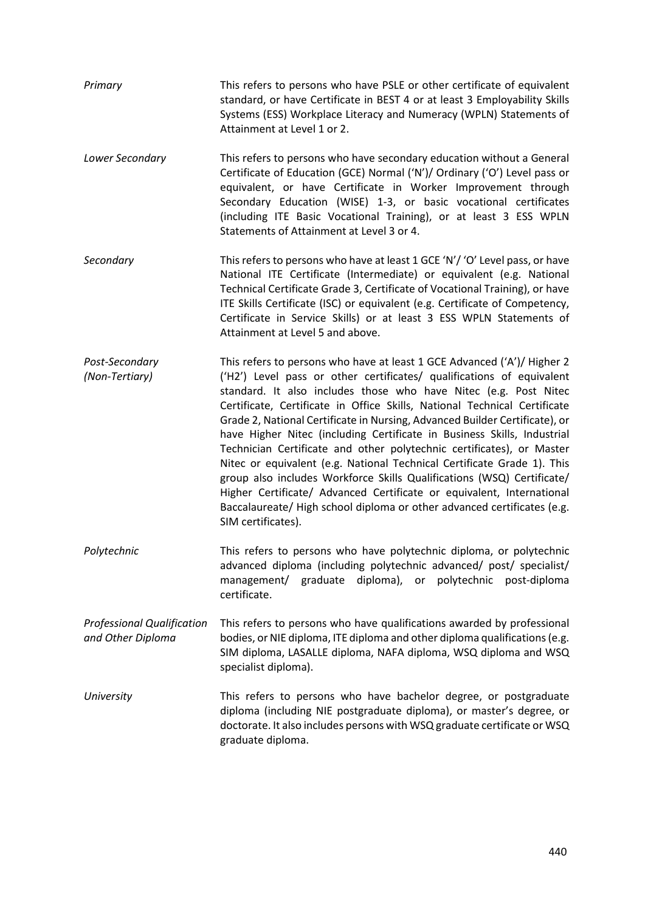*Primary*

This refers to persons who have PSLE or other certificate of equivalent standard, or have Certificate in BEST 4 or at least 3 Employability Skills Systems (ESS) Workplace Literacy and Numeracy (WPLN) Statements of Attainment at Level 1 or 2.

*Lower Secondary*

This refers to persons who have secondary education without a General Certificate of Education (GCE) Normal ('N')/ Ordinary ('O') Level pass or equivalent, or have Certificate in Worker Improvement through Secondary Education (WISE) 1-3, or basic vocational certificates (including ITE Basic Vocational Training), or at least 3 ESS WPLN Statements of Attainment at Level 3 or 4.

*Secondary*

This refers to persons who have at least 1 GCE 'N'/ 'O' Level pass, or have National ITE Certificate (Intermediate) or equivalent (e.g. National Technical Certificate Grade 3, Certificate of Vocational Training), or have ITE Skills Certificate (ISC) or equivalent (e.g. Certificate of Competency, Certificate in Service Skills) or at least 3 ESS WPLN Statements of Attainment at Level 5 and above.

*Post-Secondary (Non-Tertiary)*

This refers to persons who have at least 1 GCE Advanced ('A')/ Higher 2 ('H2') Level pass or other certificates/ qualifications of equivalent standard. It also includes those who have Nitec (e.g. Post Nitec Certificate, Certificate in Office Skills, National Technical Certificate Grade 2, National Certificate in Nursing, Advanced Builder Certificate), or have Higher Nitec (including Certificate in Business Skills, Industrial Technician Certificate and other polytechnic certificates), or Master Nitec or equivalent (e.g. National Technical Certificate Grade 1). This group also includes Workforce Skills Qualifications (WSQ) Certificate/ Higher Certificate/ Advanced Certificate or equivalent, International Baccalaureate/ High school diploma or other advanced certificates (e.g. SIM certificates).

*Polytechnic*

This refers to persons who have polytechnic diploma, or polytechnic advanced diploma (including polytechnic advanced/ post/ specialist/ management/ graduate diploma), or polytechnic post-diploma certificate.

*Professional Qualification and Other Diploma*

This refers to persons who have qualifications awarded by professional bodies, or NIE diploma, ITE diploma and other diploma qualifications (e.g. SIM diploma, LASALLE diploma, NAFA diploma, WSQ diploma and WSQ specialist diploma).

*University*

This refers to persons who have bachelor degree, or postgraduate diploma (including NIE postgraduate diploma), or master's degree, or doctorate. It also includes persons with WSQ graduate certificate or WSQ graduate diploma.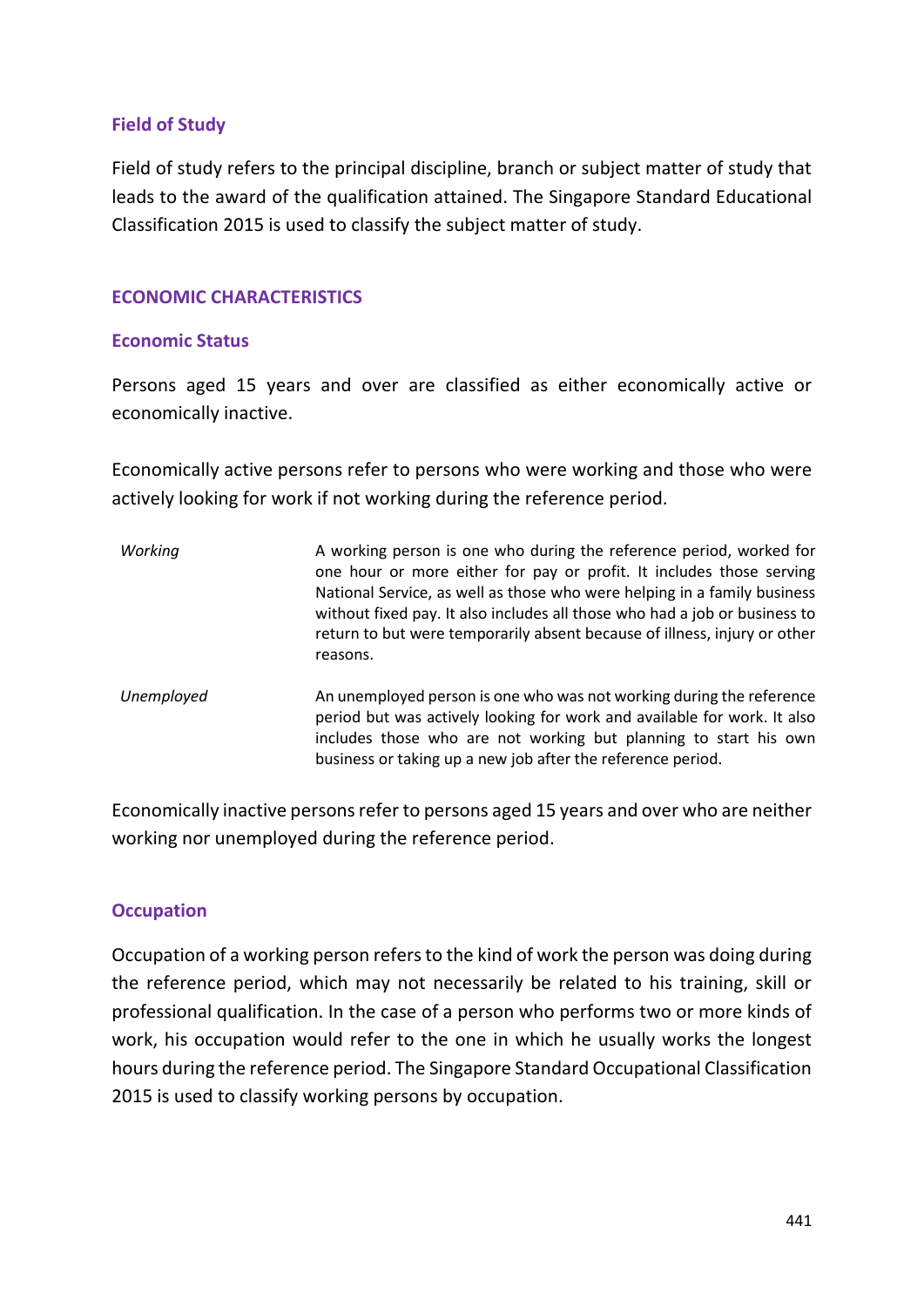### Field of Study

Field of study refers to the principal discipline, branch or subject matter of study that leads to the award of the qualification attained. The Singapore Standard Educational Classification 2015 is used to classify the subject matter of study.

## ECONOMIC CHARACTERISTICS

### Economic Status

Persons aged 15 years and over are classified as either economically active or economically inactive.

Economically active persons refer to persons who were working and those who were actively looking for work if not working during the reference period.

| | |
|---|---|
| *Working* | A working person is one who during the reference period, worked for one hour or more either for pay or profit. It includes those serving National Service, as well as those who were helping in a family business without fixed pay. It also includes all those who had a job or business to return to but were temporarily absent because of illness, injury or other reasons. |
| *Unemployed* | An unemployed person is one who was not working during the reference period but was actively looking for work and available for work. It also includes those who are not working but planning to start his own business or taking up a new job after the reference period. |

Economically inactive persons refer to persons aged 15 years and over who are neither working nor unemployed during the reference period.

### Occupation

Occupation of a working person refers to the kind of work the person was doing during the reference period, which may not necessarily be related to his training, skill or professional qualification. In the case of a person who performs two or more kinds of work, his occupation would refer to the one in which he usually works the longest hours during the reference period. The Singapore Standard Occupational Classification 2015 is used to classify working persons by occupation.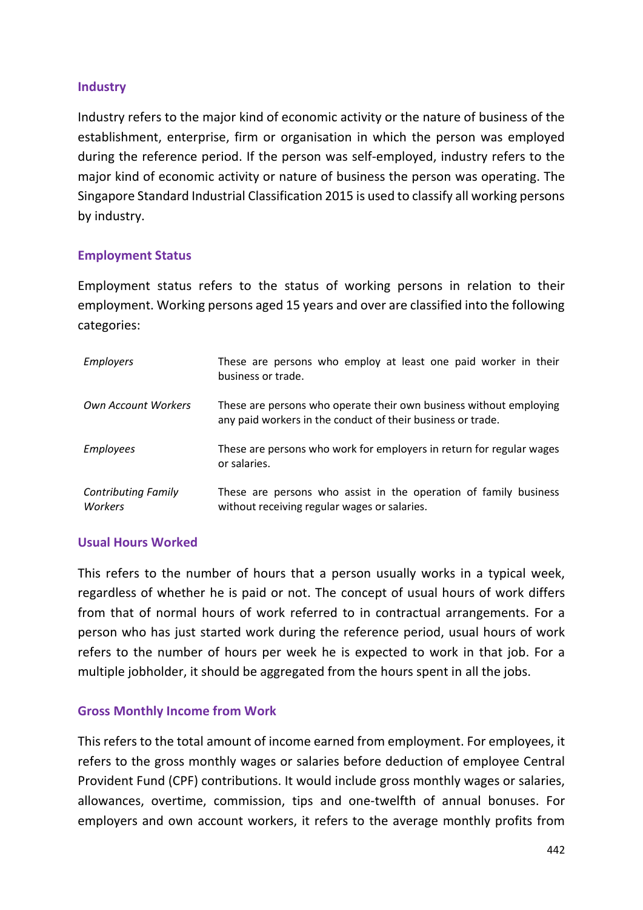### Industry

Industry refers to the major kind of economic activity or the nature of business of the establishment, enterprise, firm or organisation in which the person was employed during the reference period. If the person was self-employed, industry refers to the major kind of economic activity or nature of business the person was operating. The Singapore Standard Industrial Classification 2015 is used to classify all working persons by industry.

### Employment Status

Employment status refers to the status of working persons in relation to their employment. Working persons aged 15 years and over are classified into the following categories:

| | |
|---|---|
| *Employers* | These are persons who employ at least one paid worker in their business or trade. |
| *Own Account Workers* | These are persons who operate their own business without employing any paid workers in the conduct of their business or trade. |
| *Employees* | These are persons who work for employers in return for regular wages or salaries. |
| *Contributing Family Workers* | These are persons who assist in the operation of family business without receiving regular wages or salaries. |

### Usual Hours Worked

This refers to the number of hours that a person usually works in a typical week, regardless of whether he is paid or not. The concept of usual hours of work differs from that of normal hours of work referred to in contractual arrangements. For a person who has just started work during the reference period, usual hours of work refers to the number of hours per week he is expected to work in that job. For a multiple jobholder, it should be aggregated from the hours spent in all the jobs.

### Gross Monthly Income from Work

This refers to the total amount of income earned from employment. For employees, it refers to the gross monthly wages or salaries before deduction of employee Central Provident Fund (CPF) contributions. It would include gross monthly wages or salaries, allowances, overtime, commission, tips and one-twelfth of annual bonuses. For employers and own account workers, it refers to the average monthly profits from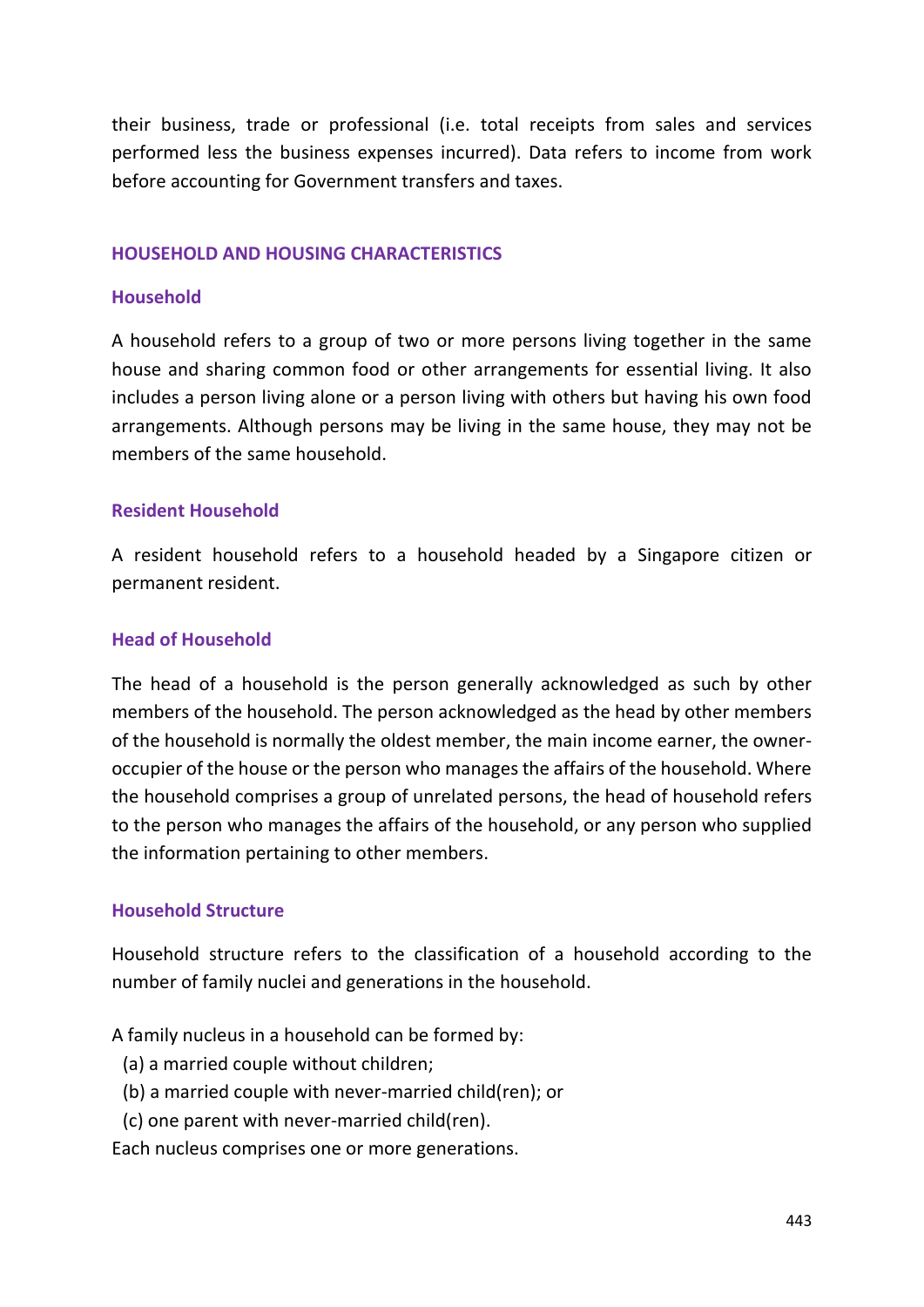their business, trade or professional (i.e. total receipts from sales and services performed less the business expenses incurred). Data refers to income from work before accounting for Government transfers and taxes.

## HOUSEHOLD AND HOUSING CHARACTERISTICS

### Household

A household refers to a group of two or more persons living together in the same house and sharing common food or other arrangements for essential living. It also includes a person living alone or a person living with others but having his own food arrangements. Although persons may be living in the same house, they may not be members of the same household.

### Resident Household

A resident household refers to a household headed by a Singapore citizen or permanent resident.

### Head of Household

The head of a household is the person generally acknowledged as such by other members of the household. The person acknowledged as the head by other members of the household is normally the oldest member, the main income earner, the owner-occupier of the house or the person who manages the affairs of the household. Where the household comprises a group of unrelated persons, the head of household refers to the person who manages the affairs of the household, or any person who supplied the information pertaining to other members.

### Household Structure

Household structure refers to the classification of a household according to the number of family nuclei and generations in the household.

A family nucleus in a household can be formed by:
(a) a married couple without children;
(b) a married couple with never-married child(ren); or
(c) one parent with never-married child(ren).
Each nucleus comprises one or more generations.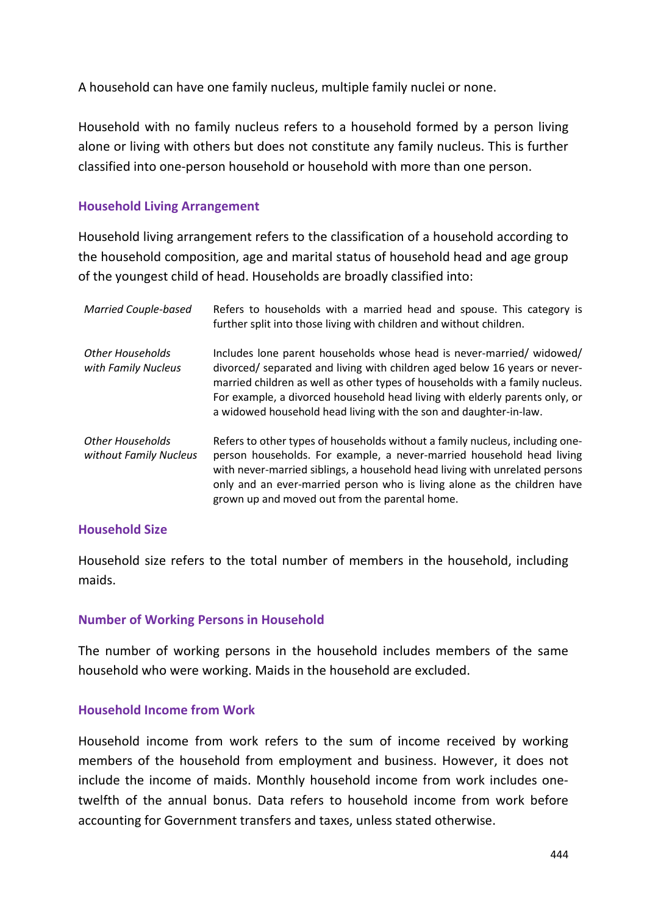A household can have one family nucleus, multiple family nuclei or none.

Household with no family nucleus refers to a household formed by a person living alone or living with others but does not constitute any family nucleus. This is further classified into one-person household or household with more than one person.

### Household Living Arrangement

Household living arrangement refers to the classification of a household according to the household composition, age and marital status of household head and age group of the youngest child of head. Households are broadly classified into:

| | |
|---|---|
| *Married Couple-based* | Refers to households with a married head and spouse. This category is further split into those living with children and without children. |
| *Other Households with Family Nucleus* | Includes lone parent households whose head is never-married/ widowed/ divorced/ separated and living with children aged below 16 years or never-married children as well as other types of households with a family nucleus. For example, a divorced household head living with elderly parents only, or a widowed household head living with the son and daughter-in-law. |
| *Other Households without Family Nucleus* | Refers to other types of households without a family nucleus, including one-person households. For example, a never-married household head living with never-married siblings, a household head living with unrelated persons only and an ever-married person who is living alone as the children have grown up and moved out from the parental home. |

### Household Size

Household size refers to the total number of members in the household, including maids.

### Number of Working Persons in Household

The number of working persons in the household includes members of the same household who were working. Maids in the household are excluded.

### Household Income from Work

Household income from work refers to the sum of income received by working members of the household from employment and business. However, it does not include the income of maids. Monthly household income from work includes one-twelfth of the annual bonus. Data refers to household income from work before accounting for Government transfers and taxes, unless stated otherwise.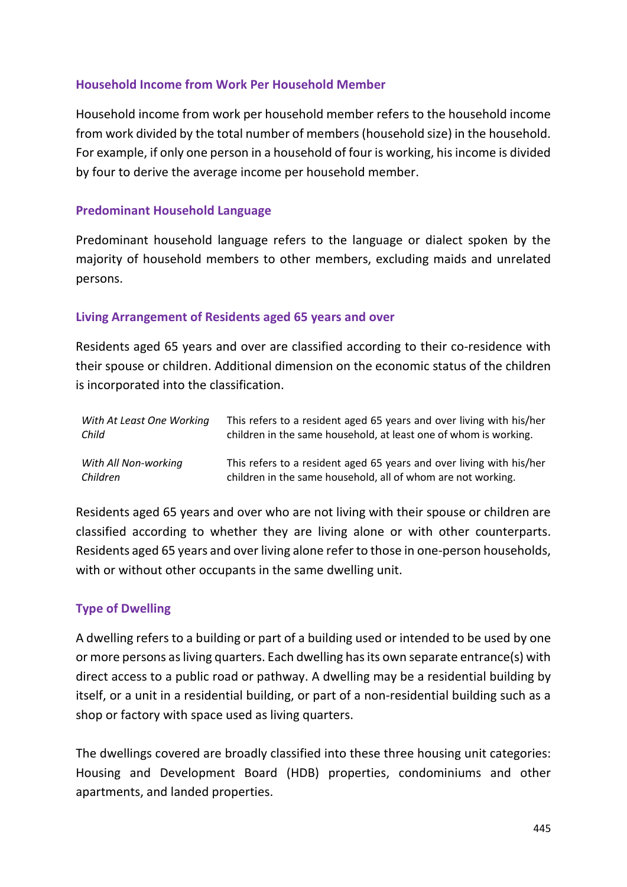### Household Income from Work Per Household Member

Household income from work per household member refers to the household income from work divided by the total number of members (household size) in the household. For example, if only one person in a household of four is working, his income is divided by four to derive the average income per household member.

### Predominant Household Language

Predominant household language refers to the language or dialect spoken by the majority of household members to other members, excluding maids and unrelated persons.

### Living Arrangement of Residents aged 65 years and over

Residents aged 65 years and over are classified according to their co-residence with their spouse or children. Additional dimension on the economic status of the children is incorporated into the classification.

| | |
|---|---|
| *With At Least One Working Child* | This refers to a resident aged 65 years and over living with his/her children in the same household, at least one of whom is working. |
| *With All Non-working Children* | This refers to a resident aged 65 years and over living with his/her children in the same household, all of whom are not working. |

Residents aged 65 years and over who are not living with their spouse or children are classified according to whether they are living alone or with other counterparts. Residents aged 65 years and over living alone refer to those in one-person households, with or without other occupants in the same dwelling unit.

### Type of Dwelling

A dwelling refers to a building or part of a building used or intended to be used by one or more persons as living quarters. Each dwelling has its own separate entrance(s) with direct access to a public road or pathway. A dwelling may be a residential building by itself, or a unit in a residential building, or part of a non-residential building such as a shop or factory with space used as living quarters.

The dwellings covered are broadly classified into these three housing unit categories: Housing and Development Board (HDB) properties, condominiums and other apartments, and landed properties.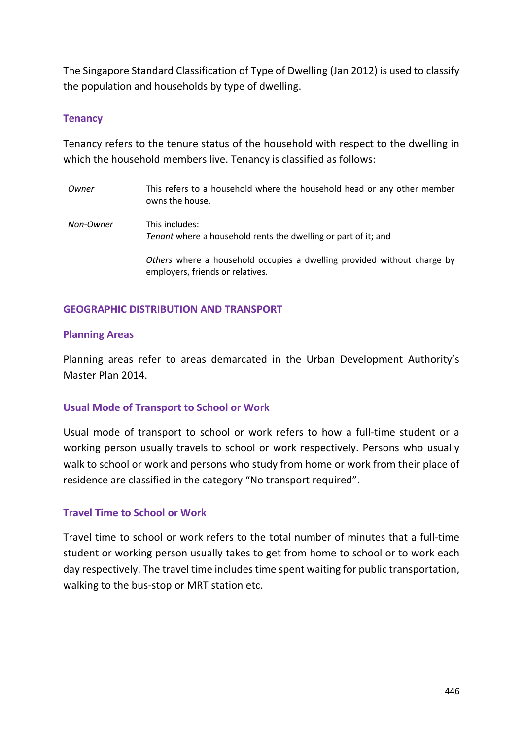The Singapore Standard Classification of Type of Dwelling (Jan 2012) is used to classify the population and households by type of dwelling.

### Tenancy

Tenancy refers to the tenure status of the household with respect to the dwelling in which the household members live. Tenancy is classified as follows:

| | |
|---|---|
| *Owner* | This refers to a household where the household head or any other member owns the house. |
| *Non-Owner* | This includes:<br>*Tenant* where a household rents the dwelling or part of it; and<br><br>*Others* where a household occupies a dwelling provided without charge by employers, friends or relatives. |

## GEOGRAPHIC DISTRIBUTION AND TRANSPORT

### Planning Areas

Planning areas refer to areas demarcated in the Urban Development Authority's Master Plan 2014.

### Usual Mode of Transport to School or Work

Usual mode of transport to school or work refers to how a full-time student or a working person usually travels to school or work respectively. Persons who usually walk to school or work and persons who study from home or work from their place of residence are classified in the category "No transport required".

### Travel Time to School or Work

Travel time to school or work refers to the total number of minutes that a full-time student or working person usually takes to get from home to school or to work each day respectively. The travel time includes time spent waiting for public transportation, walking to the bus-stop or MRT station etc.